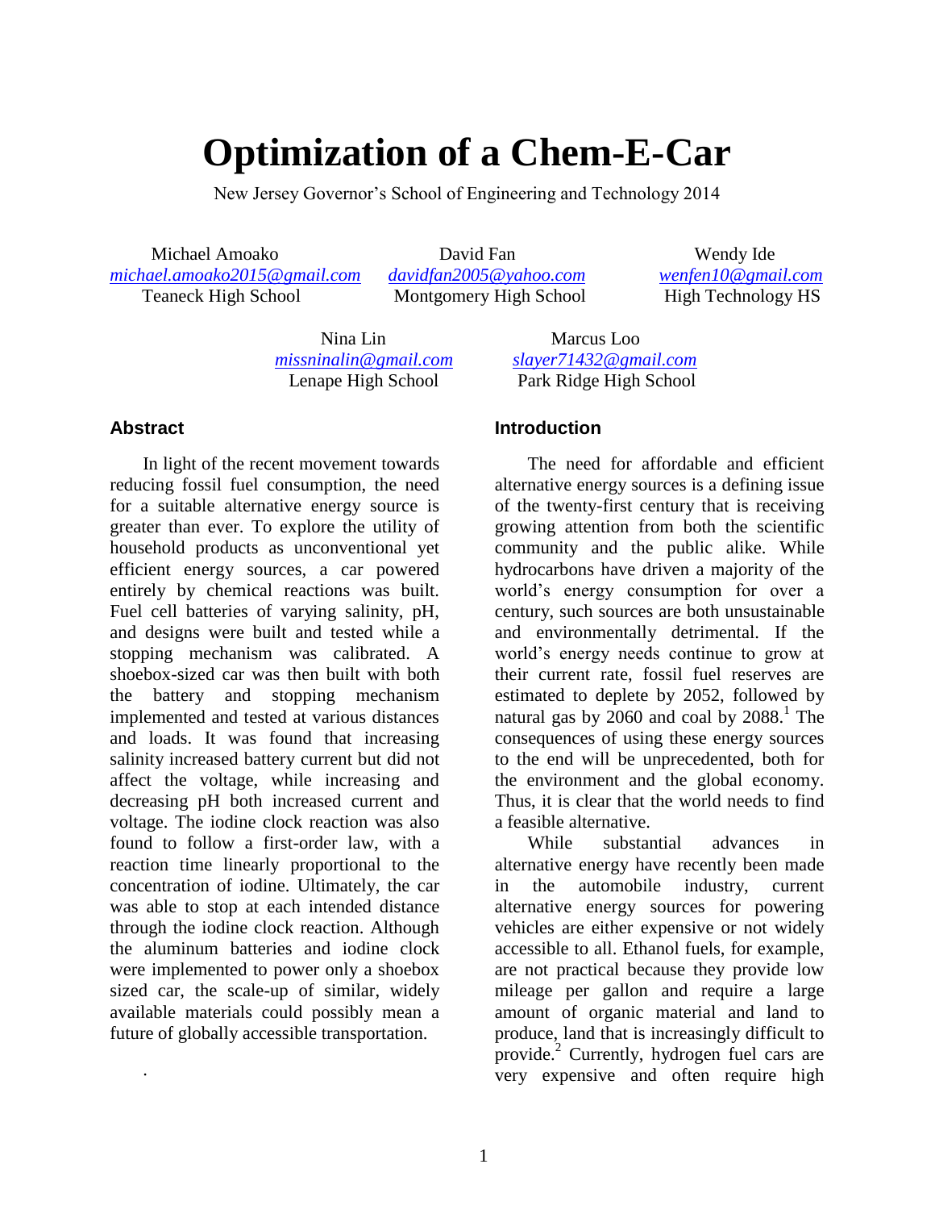# Optimization of a Chem-E-Car

New Jersey Governor's School of Engineering and Technology 2014

Michael Amoako
michael.amoako2015@gmail.com
Teaneck High School

David Fan
davidfan2005@yahoo.com
Montgomery High School

Wendy Ide
wenfen10@gmail.com
High Technology HS

Nina Lin
missninalin@gmail.com
Lenape High School

Marcus Loo
slayer71432@gmail.com
Park Ridge High School

## Abstract

In light of the recent movement towards reducing fossil fuel consumption, the need for a suitable alternative energy source is greater than ever. To explore the utility of household products as unconventional yet efficient energy sources, a car powered entirely by chemical reactions was built. Fuel cell batteries of varying salinity, pH, and designs were built and tested while a stopping mechanism was calibrated. A shoebox-sized car was then built with both the battery and stopping mechanism implemented and tested at various distances and loads. It was found that increasing salinity increased battery current but did not affect the voltage, while increasing and decreasing pH both increased current and voltage. The iodine clock reaction was also found to follow a first-order law, with a reaction time linearly proportional to the concentration of iodine. Ultimately, the car was able to stop at each intended distance through the iodine clock reaction. Although the aluminum batteries and iodine clock were implemented to power only a shoebox sized car, the scale-up of similar, widely available materials could possibly mean a future of globally accessible transportation.

## Introduction

The need for affordable and efficient alternative energy sources is a defining issue of the twenty-first century that is receiving growing attention from both the scientific community and the public alike. While hydrocarbons have driven a majority of the world's energy consumption for over a century, such sources are both unsustainable and environmentally detrimental. If the world's energy needs continue to grow at their current rate, fossil fuel reserves are estimated to deplete by 2052, followed by natural gas by 2060 and coal by 2088.[1] The consequences of using these energy sources to the end will be unprecedented, both for the environment and the global economy. Thus, it is clear that the world needs to find a feasible alternative.

While substantial advances in alternative energy have recently been made in the automobile industry, current alternative energy sources for powering vehicles are either expensive or not widely accessible to all. Ethanol fuels, for example, are not practical because they provide low mileage per gallon and require a large amount of organic material and land to produce, land that is increasingly difficult to provide.[2] Currently, hydrogen fuel cars are very expensive and often require high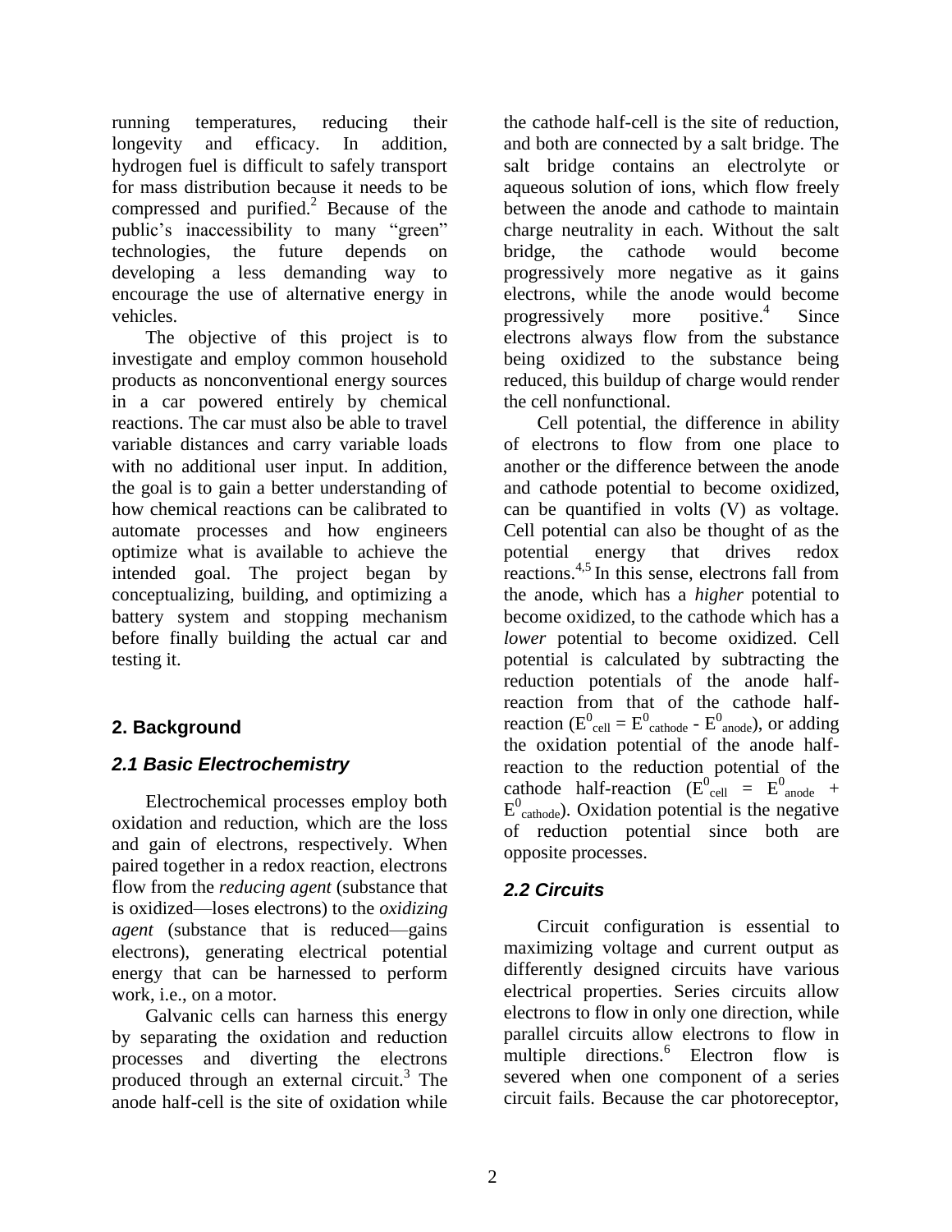running temperatures, reducing their longevity and efficacy. In addition, hydrogen fuel is difficult to safely transport for mass distribution because it needs to be compressed and purified.[2] Because of the public's inaccessibility to many "green" technologies, the future depends on developing a less demanding way to encourage the use of alternative energy in vehicles.

The objective of this project is to investigate and employ common household products as nonconventional energy sources in a car powered entirely by chemical reactions. The car must also be able to travel variable distances and carry variable loads with no additional user input. In addition, the goal is to gain a better understanding of how chemical reactions can be calibrated to automate processes and how engineers optimize what is available to achieve the intended goal. The project began by conceptualizing, building, and optimizing a battery system and stopping mechanism before finally building the actual car and testing it.

## 2. Background

### *2.1 Basic Electrochemistry*

Electrochemical processes employ both oxidation and reduction, which are the loss and gain of electrons, respectively. When paired together in a redox reaction, electrons flow from the *reducing agent* (substance that is oxidized—loses electrons) to the *oxidizing agent* (substance that is reduced—gains electrons), generating electrical potential energy that can be harnessed to perform work, i.e., on a motor.

Galvanic cells can harness this energy by separating the oxidation and reduction processes and diverting the electrons produced through an external circuit.[3] The anode half-cell is the site of oxidation while the cathode half-cell is the site of reduction, and both are connected by a salt bridge. The salt bridge contains an electrolyte or aqueous solution of ions, which flow freely between the anode and cathode to maintain charge neutrality in each. Without the salt bridge, the cathode would become progressively more negative as it gains electrons, while the anode would become progressively more positive.[4] Since electrons always flow from the substance being oxidized to the substance being reduced, this buildup of charge would render the cell nonfunctional.

Cell potential, the difference in ability of electrons to flow from one place to another or the difference between the anode and cathode potential to become oxidized, can be quantified in volts (V) as voltage. Cell potential can also be thought of as the potential energy that drives redox reactions.[4,5] In this sense, electrons fall from the anode, which has a *higher* potential to become oxidized, to the cathode which has a *lower* potential to become oxidized. Cell potential is calculated by subtracting the reduction potentials of the anode half-reaction from that of the cathode half-reaction ($E^0_{cell} = E^0_{cathode} - E^0_{anode}$), or adding the oxidation potential of the anode half-reaction to the reduction potential of the cathode half-reaction ($E^0_{cell} = E^0_{anode} + E^0_{cathode}$). Oxidation potential is the negative of reduction potential since both are opposite processes.

### *2.2 Circuits*

Circuit configuration is essential to maximizing voltage and current output as differently designed circuits have various electrical properties. Series circuits allow electrons to flow in only one direction, while parallel circuits allow electrons to flow in multiple directions.[6] Electron flow is severed when one component of a series circuit fails. Because the car photoreceptor,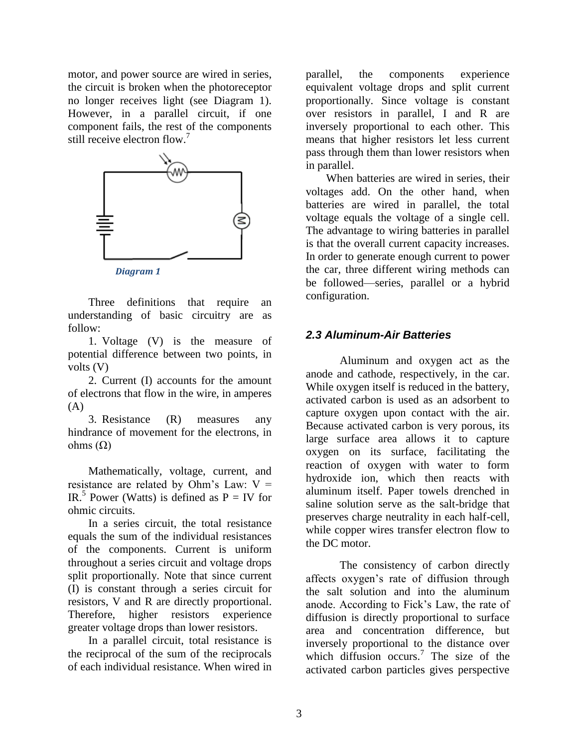motor, and power source are wired in series, the circuit is broken when the photoreceptor no longer receives light (see Diagram 1). However, in a parallel circuit, if one component fails, the rest of the components still receive electron flow.[7]

*Diagram 1*

Three definitions that require an understanding of basic circuitry are as follow:

1. Voltage (V) is the measure of potential difference between two points, in volts (V)
2. Current (I) accounts for the amount of electrons that flow in the wire, in amperes (A)
3. Resistance (R) measures any hindrance of movement for the electrons, in ohms (Ω)

Mathematically, voltage, current, and resistance are related by Ohm's Law: $V = IR$.[5] Power (Watts) is defined as $P = IV$ for ohmic circuits.

In a series circuit, the total resistance equals the sum of the individual resistances of the components. Current is uniform throughout a series circuit and voltage drops split proportionally. Note that since current (I) is constant through a series circuit for resistors, V and R are directly proportional. Therefore, higher resistors experience greater voltage drops than lower resistors.

In a parallel circuit, total resistance is the reciprocal of the sum of the reciprocals of each individual resistance. When wired in parallel, the components experience equivalent voltage drops and split current proportionally. Since voltage is constant over resistors in parallel, I and R are inversely proportional to each other. This means that higher resistors let less current pass through them than lower resistors when in parallel.

When batteries are wired in series, their voltages add. On the other hand, when batteries are wired in parallel, the total voltage equals the voltage of a single cell. The advantage to wiring batteries in parallel is that the overall current capacity increases. In order to generate enough current to power the car, three different wiring methods can be followed—series, parallel or a hybrid configuration.

### 2.3 Aluminum-Air Batteries

Aluminum and oxygen act as the anode and cathode, respectively, in the car. While oxygen itself is reduced in the battery, activated carbon is used as an adsorbent to capture oxygen upon contact with the air. Because activated carbon is very porous, its large surface area allows it to capture oxygen on its surface, facilitating the reaction of oxygen with water to form hydroxide ion, which then reacts with aluminum itself. Paper towels drenched in saline solution serve as the salt-bridge that preserves charge neutrality in each half-cell, while copper wires transfer electron flow to the DC motor.

The consistency of carbon directly affects oxygen's rate of diffusion through the salt solution and into the aluminum anode. According to Fick's Law, the rate of diffusion is directly proportional to surface area and concentration difference, but inversely proportional to the distance over which diffusion occurs.[7] The size of the activated carbon particles gives perspective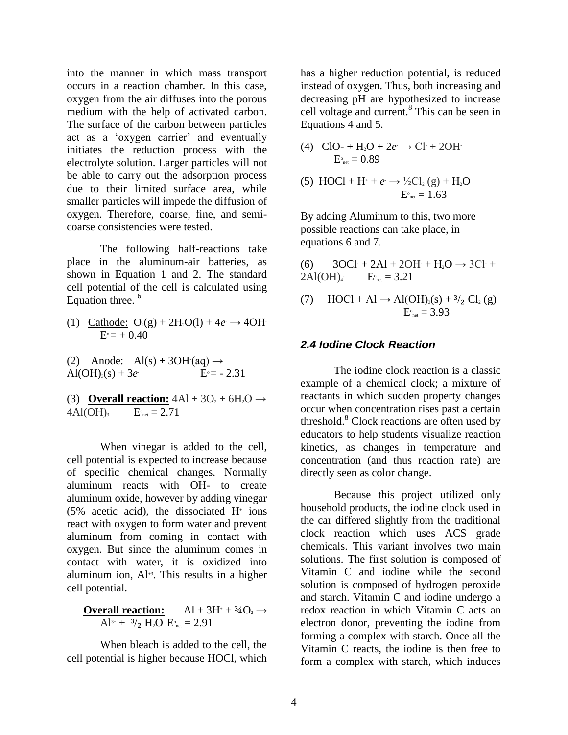into the manner in which mass transport occurs in a reaction chamber. In this case, oxygen from the air diffuses into the porous medium with the help of activated carbon. The surface of the carbon between particles act as a 'oxygen carrier' and eventually initiates the reduction process with the electrolyte solution. Larger particles will not be able to carry out the adsorption process due to their limited surface area, while smaller particles will impede the diffusion of oxygen. Therefore, coarse, fine, and semi-coarse consistencies were tested.

The following half-reactions take place in the aluminum-air batteries, as shown in Equation 1 and 2. The standard cell potential of the cell is calculated using Equation three. [6]

(1) Cathode: $O_2(g) + 2H_2O(l) + 4e^- \rightarrow 4OH^-$ $E^o = + 0.40$

(2) Anode: $Al(s) + 3OH^-(aq) \rightarrow Al(OH)_3(s) + 3e^-$ $E^o = - 2.31$

(3) **Overall reaction:** $4Al + 3O_2 + 6H_2O \rightarrow 4Al(OH)_3$ $E^o_{net} = 2.71$

When vinegar is added to the cell, cell potential is expected to increase because of specific chemical changes. Normally aluminum reacts with OH- to create aluminum oxide, however by adding vinegar (5% acetic acid), the dissociated $H^+$ ions react with oxygen to form water and prevent aluminum from coming in contact with oxygen. But since the aluminum comes in contact with water, it is oxidized into aluminum ion, $Al^{+3}$. This results in a higher cell potential.

**Overall reaction:** $Al + 3H^+ + \frac{3}{4}O_2 \rightarrow Al^{3+} + \frac{3}{2} H_2O$ $E^o_{net} = 2.91$

When bleach is added to the cell, the cell potential is higher because HOCl, which has a higher reduction potential, is reduced instead of oxygen. Thus, both increasing and decreasing pH are hypothesized to increase cell voltage and current.[8] This can be seen in Equations 4 and 5.

(4) $ClO^- + H_2O + 2e^- \rightarrow Cl^- + 2OH^-$ $E^o_{net} = 0.89$

(5) $HOCl + H^+ + e^- \rightarrow \frac{1}{2}Cl_2(g) + H_2O$ $E^o_{net} = 1.63$

By adding Aluminum to this, two more possible reactions can take place, in equations 6 and 7.

(6) $3OCl^- + 2Al + 2OH^- + H_2O \rightarrow 3Cl^- + 2Al(OH)_4^-$ $E^o_{net} = 3.21$

(7) $HOCl + Al \rightarrow Al(OH)_3(s) + \frac{3}{2} Cl_2(g)$ $E^o_{net} = 3.93$

### *2.4 Iodine Clock Reaction*

The iodine clock reaction is a classic example of a chemical clock; a mixture of reactants in which sudden property changes occur when concentration rises past a certain threshold.[8] Clock reactions are often used by educators to help students visualize reaction kinetics, as changes in temperature and concentration (and thus reaction rate) are directly seen as color change.

Because this project utilized only household products, the iodine clock used in the car differed slightly from the traditional clock reaction which uses ACS grade chemicals. This variant involves two main solutions. The first solution is composed of Vitamin C and iodine while the second solution is composed of hydrogen peroxide and starch. Vitamin C and iodine undergo a redox reaction in which Vitamin C acts an electron donor, preventing the iodine from forming a complex with starch. Once all the Vitamin C reacts, the iodine is then free to form a complex with starch, which induces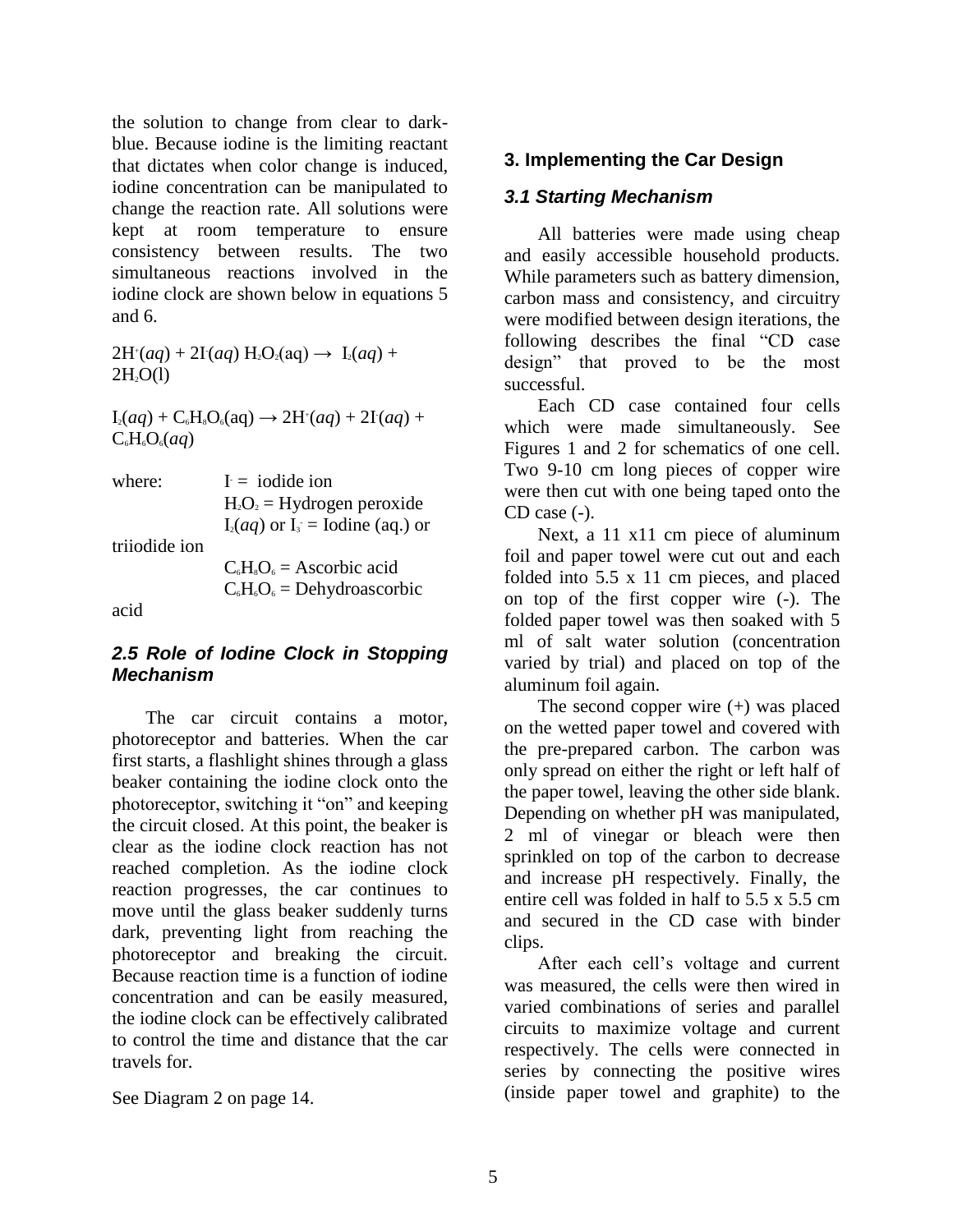the solution to change from clear to dark-blue. Because iodine is the limiting reactant that dictates when color change is induced, iodine concentration can be manipulated to change the reaction rate. All solutions were kept at room temperature to ensure consistency between results. The two simultaneous reactions involved in the iodine clock are shown below in equations 5 and 6.

$$2H^{+}(aq) + 2I^{-}(aq)\ H_2O_2(aq) \rightarrow I_2(aq) + 2H_2O(l)$$

$$I_2(aq) + C_6H_8O_6(aq) \rightarrow 2H^{+}(aq) + 2I^{-}(aq) + C_6H_6O_6(aq)$$

where:
- $I^-$ = iodide ion
- $H_2O_2$ = Hydrogen peroxide
- $I_2(aq)$ or $I_3^-$ = Iodine (aq.) or triiodide ion
- $C_6H_8O_6$ = Ascorbic acid
- $C_6H_6O_6$ = Dehydroascorbic acid

### *2.5 Role of Iodine Clock in Stopping Mechanism*

The car circuit contains a motor, photoreceptor and batteries. When the car first starts, a flashlight shines through a glass beaker containing the iodine clock onto the photoreceptor, switching it "on" and keeping the circuit closed. At this point, the beaker is clear as the iodine clock reaction has not reached completion. As the iodine clock reaction progresses, the car continues to move until the glass beaker suddenly turns dark, preventing light from reaching the photoreceptor and breaking the circuit. Because reaction time is a function of iodine concentration and can be easily measured, the iodine clock can be effectively calibrated to control the time and distance that the car travels for.

See Diagram 2 on page 14.

## 3. Implementing the Car Design

### *3.1 Starting Mechanism*

All batteries were made using cheap and easily accessible household products. While parameters such as battery dimension, carbon mass and consistency, and circuitry were modified between design iterations, the following describes the final "CD case design" that proved to be the most successful.

Each CD case contained four cells which were made simultaneously. See Figures 1 and 2 for schematics of one cell. Two 9-10 cm long pieces of copper wire were then cut with one being taped onto the CD case (-).

Next, a 11 x11 cm piece of aluminum foil and paper towel were cut out and each folded into 5.5 x 11 cm pieces, and placed on top of the first copper wire (-). The folded paper towel was then soaked with 5 ml of salt water solution (concentration varied by trial) and placed on top of the aluminum foil again.

The second copper wire (+) was placed on the wetted paper towel and covered with the pre-prepared carbon. The carbon was only spread on either the right or left half of the paper towel, leaving the other side blank. Depending on whether pH was manipulated, 2 ml of vinegar or bleach were then sprinkled on top of the carbon to decrease and increase pH respectively. Finally, the entire cell was folded in half to 5.5 x 5.5 cm and secured in the CD case with binder clips.

After each cell's voltage and current was measured, the cells were then wired in varied combinations of series and parallel circuits to maximize voltage and current respectively. The cells were connected in series by connecting the positive wires (inside paper towel and graphite) to the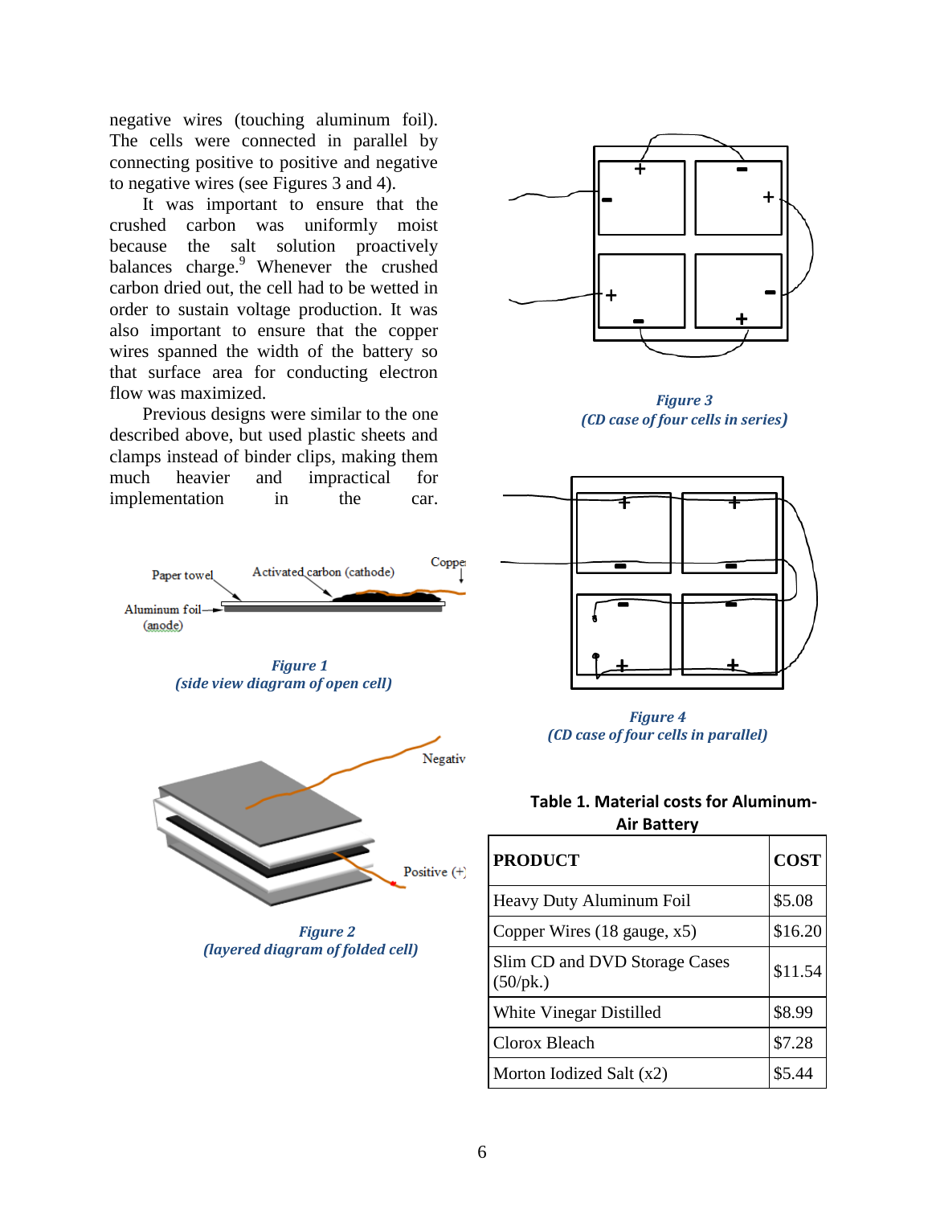negative wires (touching aluminum foil). The cells were connected in parallel by connecting positive to positive and negative to negative wires (see Figures 3 and 4).

It was important to ensure that the crushed carbon was uniformly moist because the salt solution proactively balances charge.[9] Whenever the crushed carbon dried out, the cell had to be wetted in order to sustain voltage production. It was also important to ensure that the copper wires spanned the width of the battery so that surface area for conducting electron flow was maximized.

Previous designs were similar to the one described above, but used plastic sheets and clamps instead of binder clips, making them much heavier and impractical for implementation in the car.

*Figure 1*
*(side view diagram of open cell)*

*Figure 2*
*(layered diagram of folded cell)*

*Figure 3*
*(CD case of four cells in series)*

*Figure 4*
*(CD case of four cells in parallel)*

**Table 1. Material costs for Aluminum-Air Battery**

| PRODUCT | COST |
|---|---|
| Heavy Duty Aluminum Foil | $5.08 |
| Copper Wires (18 gauge, x5) | $16.20 |
| Slim CD and DVD Storage Cases (50/pk.) | $11.54 |
| White Vinegar Distilled | $8.99 |
| Clorox Bleach | $7.28 |
| Morton Iodized Salt (x2) | $5.44 |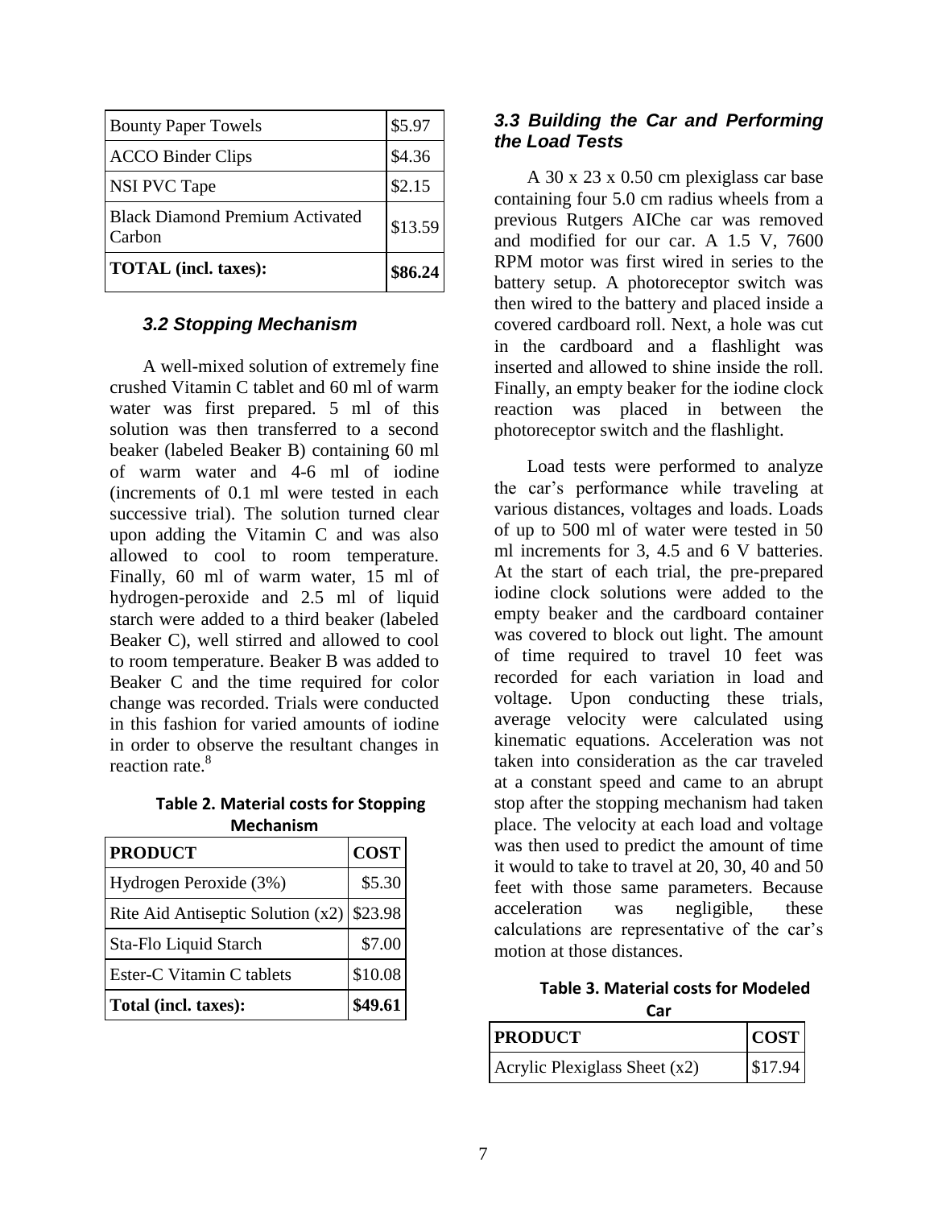| | |
|---|---|
| Bounty Paper Towels | \$5.97 |
| ACCO Binder Clips | \$4.36 |
| NSI PVC Tape | \$2.15 |
| Black Diamond Premium Activated Carbon | \$13.59 |
| **TOTAL (incl. taxes):** | **\$86.24** |

### *3.2 Stopping Mechanism*

A well-mixed solution of extremely fine crushed Vitamin C tablet and 60 ml of warm water was first prepared. 5 ml of this solution was then transferred to a second beaker (labeled Beaker B) containing 60 ml of warm water and 4-6 ml of iodine (increments of 0.1 ml were tested in each successive trial). The solution turned clear upon adding the Vitamin C and was also allowed to cool to room temperature. Finally, 60 ml of warm water, 15 ml of hydrogen-peroxide and 2.5 ml of liquid starch were added to a third beaker (labeled Beaker C), well stirred and allowed to cool to room temperature. Beaker B was added to Beaker C and the time required for color change was recorded. Trials were conducted in this fashion for varied amounts of iodine in order to observe the resultant changes in reaction rate.[8]

**Table 2. Material costs for Stopping Mechanism**

| PRODUCT | COST |
|---|---|
| Hydrogen Peroxide (3%) | \$5.30 |
| Rite Aid Antiseptic Solution (x2) | \$23.98 |
| Sta-Flo Liquid Starch | \$7.00 |
| Ester-C Vitamin C tablets | \$10.08 |
| **Total (incl. taxes):** | **\$49.61** |

### *3.3 Building the Car and Performing the Load Tests*

A 30 x 23 x 0.50 cm plexiglass car base containing four 5.0 cm radius wheels from a previous Rutgers AIChe car was removed and modified for our car. A 1.5 V, 7600 RPM motor was first wired in series to the battery setup. A photoreceptor switch was then wired to the battery and placed inside a covered cardboard roll. Next, a hole was cut in the cardboard and a flashlight was inserted and allowed to shine inside the roll. Finally, an empty beaker for the iodine clock reaction was placed in between the photoreceptor switch and the flashlight.

Load tests were performed to analyze the car's performance while traveling at various distances, voltages and loads. Loads of up to 500 ml of water were tested in 50 ml increments for 3, 4.5 and 6 V batteries. At the start of each trial, the pre-prepared iodine clock solutions were added to the empty beaker and the cardboard container was covered to block out light. The amount of time required to travel 10 feet was recorded for each variation in load and voltage. Upon conducting these trials, average velocity were calculated using kinematic equations. Acceleration was not taken into consideration as the car traveled at a constant speed and came to an abrupt stop after the stopping mechanism had taken place. The velocity at each load and voltage was then used to predict the amount of time it would to take to travel at 20, 30, 40 and 50 feet with those same parameters. Because acceleration was negligible, these calculations are representative of the car's motion at those distances.

**Table 3. Material costs for Modeled Car**

| PRODUCT | COST |
|---|---|
| Acrylic Plexiglass Sheet (x2) | \$17.94 |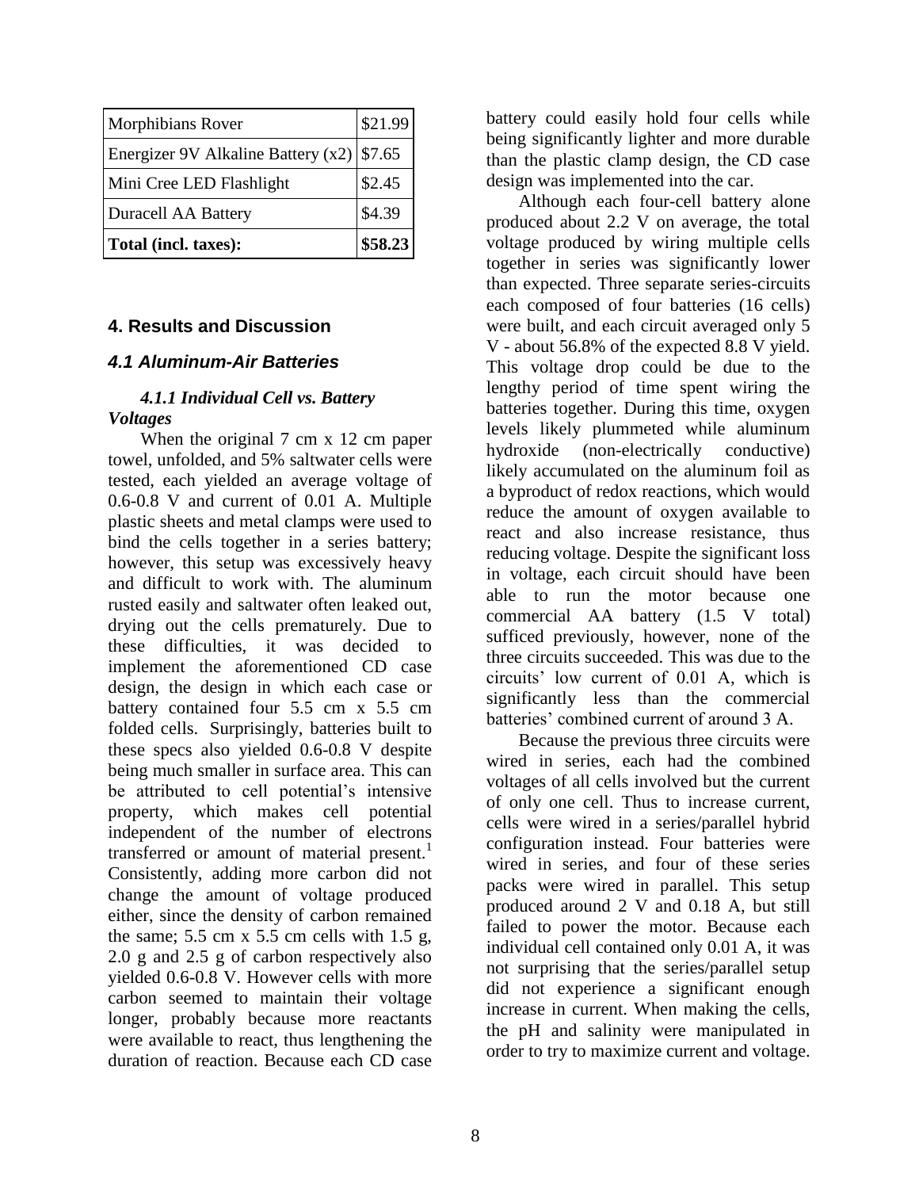| Morphibians Rover | $21.99 |
|---|---|
| Energizer 9V Alkaline Battery (x2) | $7.65 |
| Mini Cree LED Flashlight | $2.45 |
| Duracell AA Battery | $4.39 |
| **Total (incl. taxes):** | **$58.23** |

## 4. Results and Discussion

### *4.1 Aluminum-Air Batteries*

#### *4.1.1 Individual Cell vs. Battery Voltages*

When the original 7 cm x 12 cm paper towel, unfolded, and 5% saltwater cells were tested, each yielded an average voltage of 0.6-0.8 V and current of 0.01 A. Multiple plastic sheets and metal clamps were used to bind the cells together in a series battery; however, this setup was excessively heavy and difficult to work with. The aluminum rusted easily and saltwater often leaked out, drying out the cells prematurely. Due to these difficulties, it was decided to implement the aforementioned CD case design, the design in which each case or battery contained four 5.5 cm x 5.5 cm folded cells. Surprisingly, batteries built to these specs also yielded 0.6-0.8 V despite being much smaller in surface area. This can be attributed to cell potential's intensive property, which makes cell potential independent of the number of electrons transferred or amount of material present.[1] Consistently, adding more carbon did not change the amount of voltage produced either, since the density of carbon remained the same; 5.5 cm x 5.5 cm cells with 1.5 g, 2.0 g and 2.5 g of carbon respectively also yielded 0.6-0.8 V. However cells with more carbon seemed to maintain their voltage longer, probably because more reactants were available to react, thus lengthening the duration of reaction. Because each CD case battery could easily hold four cells while being significantly lighter and more durable than the plastic clamp design, the CD case design was implemented into the car.

Although each four-cell battery alone produced about 2.2 V on average, the total voltage produced by wiring multiple cells together in series was significantly lower than expected. Three separate series-circuits each composed of four batteries (16 cells) were built, and each circuit averaged only 5 V - about 56.8% of the expected 8.8 V yield. This voltage drop could be due to the lengthy period of time spent wiring the batteries together. During this time, oxygen levels likely plummeted while aluminum hydroxide (non-electrically conductive) likely accumulated on the aluminum foil as a byproduct of redox reactions, which would reduce the amount of oxygen available to react and also increase resistance, thus reducing voltage. Despite the significant loss in voltage, each circuit should have been able to run the motor because one commercial AA battery (1.5 V total) sufficed previously, however, none of the three circuits succeeded. This was due to the circuits' low current of 0.01 A, which is significantly less than the commercial batteries' combined current of around 3 A.

Because the previous three circuits were wired in series, each had the combined voltages of all cells involved but the current of only one cell. Thus to increase current, cells were wired in a series/parallel hybrid configuration instead. Four batteries were wired in series, and four of these series packs were wired in parallel. This setup produced around 2 V and 0.18 A, but still failed to power the motor. Because each individual cell contained only 0.01 A, it was not surprising that the series/parallel setup did not experience a significant enough increase in current. When making the cells, the pH and salinity were manipulated in order to try to maximize current and voltage.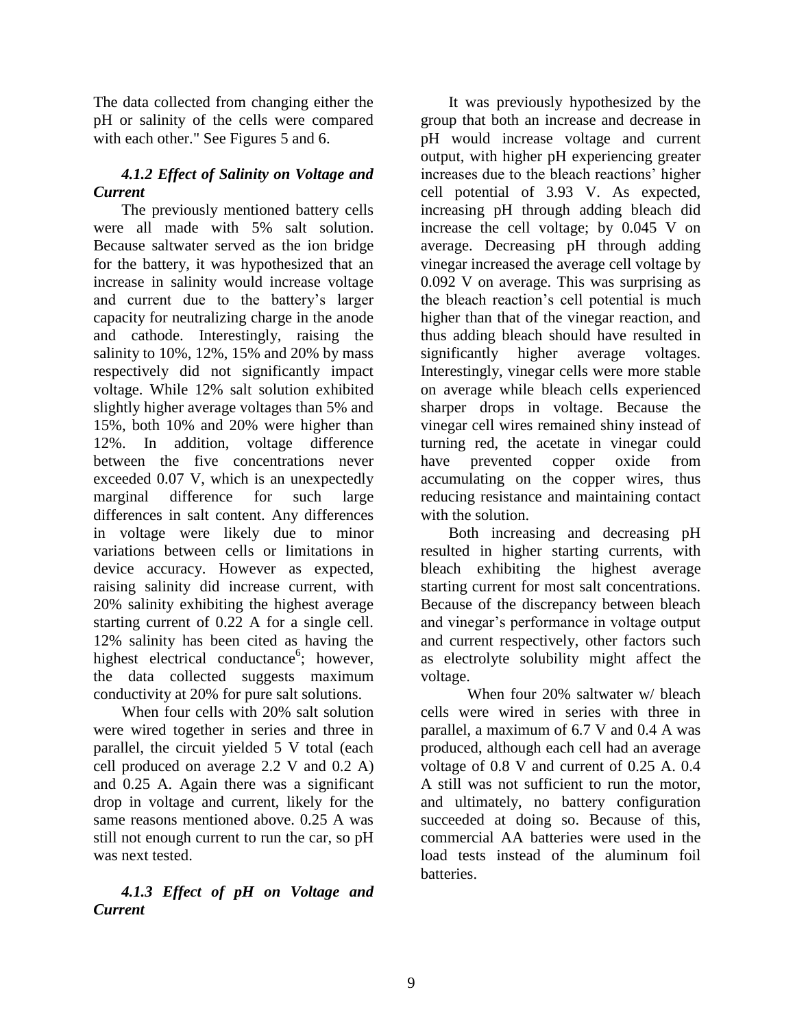The data collected from changing either the pH or salinity of the cells were compared with each other." See Figures 5 and 6.

#### *4.1.2 Effect of Salinity on Voltage and Current*

The previously mentioned battery cells were all made with 5% salt solution. Because saltwater served as the ion bridge for the battery, it was hypothesized that an increase in salinity would increase voltage and current due to the battery's larger capacity for neutralizing charge in the anode and cathode. Interestingly, raising the salinity to 10%, 12%, 15% and 20% by mass respectively did not significantly impact voltage. While 12% salt solution exhibited slightly higher average voltages than 5% and 15%, both 10% and 20% were higher than 12%. In addition, voltage difference between the five concentrations never exceeded 0.07 V, which is an unexpectedly marginal difference for such large differences in salt content. Any differences in voltage were likely due to minor variations between cells or limitations in device accuracy. However as expected, raising salinity did increase current, with 20% salinity exhibiting the highest average starting current of 0.22 A for a single cell. 12% salinity has been cited as having the highest electrical conductance[6]; however, the data collected suggests maximum conductivity at 20% for pure salt solutions.

When four cells with 20% salt solution were wired together in series and three in parallel, the circuit yielded 5 V total (each cell produced on average 2.2 V and 0.2 A) and 0.25 A. Again there was a significant drop in voltage and current, likely for the same reasons mentioned above. 0.25 A was still not enough current to run the car, so pH was next tested.

#### *4.1.3 Effect of pH on Voltage and Current*

It was previously hypothesized by the group that both an increase and decrease in pH would increase voltage and current output, with higher pH experiencing greater increases due to the bleach reactions' higher cell potential of 3.93 V. As expected, increasing pH through adding bleach did increase the cell voltage; by 0.045 V on average. Decreasing pH through adding vinegar increased the average cell voltage by 0.092 V on average. This was surprising as the bleach reaction's cell potential is much higher than that of the vinegar reaction, and thus adding bleach should have resulted in significantly higher average voltages. Interestingly, vinegar cells were more stable on average while bleach cells experienced sharper drops in voltage. Because the vinegar cell wires remained shiny instead of turning red, the acetate in vinegar could have prevented copper oxide from accumulating on the copper wires, thus reducing resistance and maintaining contact with the solution.

Both increasing and decreasing pH resulted in higher starting currents, with bleach exhibiting the highest average starting current for most salt concentrations. Because of the discrepancy between bleach and vinegar's performance in voltage output and current respectively, other factors such as electrolyte solubility might affect the voltage.

When four 20% saltwater w/ bleach cells were wired in series with three in parallel, a maximum of 6.7 V and 0.4 A was produced, although each cell had an average voltage of 0.8 V and current of 0.25 A. 0.4 A still was not sufficient to run the motor, and ultimately, no battery configuration succeeded at doing so. Because of this, commercial AA batteries were used in the load tests instead of the aluminum foil batteries.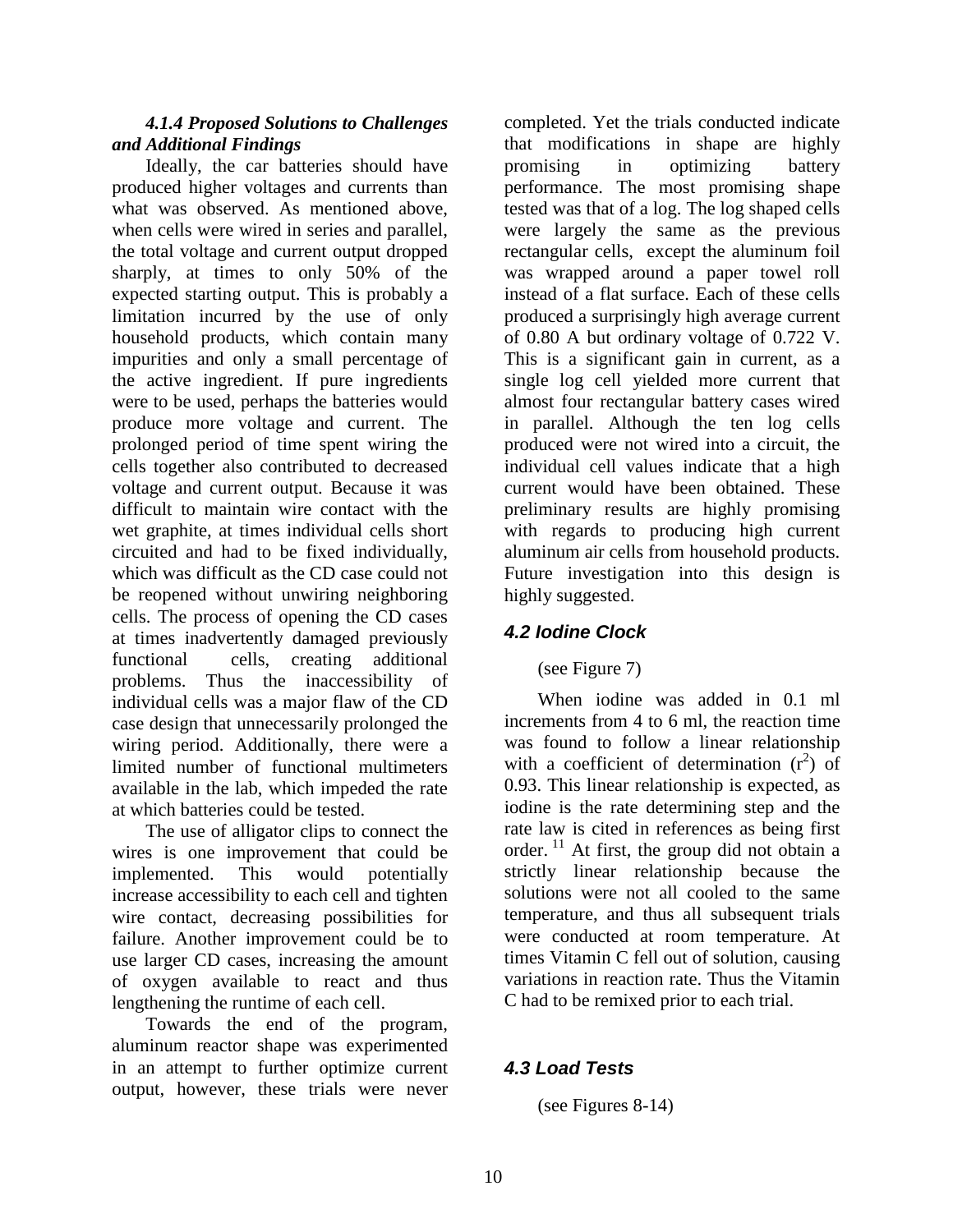#### *4.1.4 Proposed Solutions to Challenges and Additional Findings*

Ideally, the car batteries should have produced higher voltages and currents than what was observed. As mentioned above, when cells were wired in series and parallel, the total voltage and current output dropped sharply, at times to only 50% of the expected starting output. This is probably a limitation incurred by the use of only household products, which contain many impurities and only a small percentage of the active ingredient. If pure ingredients were to be used, perhaps the batteries would produce more voltage and current. The prolonged period of time spent wiring the cells together also contributed to decreased voltage and current output. Because it was difficult to maintain wire contact with the wet graphite, at times individual cells short circuited and had to be fixed individually, which was difficult as the CD case could not be reopened without unwiring neighboring cells. The process of opening the CD cases at times inadvertently damaged previously functional cells, creating additional problems. Thus the inaccessibility of individual cells was a major flaw of the CD case design that unnecessarily prolonged the wiring period. Additionally, there were a limited number of functional multimeters available in the lab, which impeded the rate at which batteries could be tested.

The use of alligator clips to connect the wires is one improvement that could be implemented. This would potentially increase accessibility to each cell and tighten wire contact, decreasing possibilities for failure. Another improvement could be to use larger CD cases, increasing the amount of oxygen available to react and thus lengthening the runtime of each cell.

Towards the end of the program, aluminum reactor shape was experimented in an attempt to further optimize current output, however, these trials were never completed. Yet the trials conducted indicate that modifications in shape are highly promising in optimizing battery performance. The most promising shape tested was that of a log. The log shaped cells were largely the same as the previous rectangular cells, except the aluminum foil was wrapped around a paper towel roll instead of a flat surface. Each of these cells produced a surprisingly high average current of 0.80 A but ordinary voltage of 0.722 V. This is a significant gain in current, as a single log cell yielded more current that almost four rectangular battery cases wired in parallel. Although the ten log cells produced were not wired into a circuit, the individual cell values indicate that a high current would have been obtained. These preliminary results are highly promising with regards to producing high current aluminum air cells from household products. Future investigation into this design is highly suggested.

### *4.2 Iodine Clock*

(see Figure 7)

When iodine was added in 0.1 ml increments from 4 to 6 ml, the reaction time was found to follow a linear relationship with a coefficient of determination ($r^2$) of 0.93. This linear relationship is expected, as iodine is the rate determining step and the rate law is cited in references as being first order. [11] At first, the group did not obtain a strictly linear relationship because the solutions were not all cooled to the same temperature, and thus all subsequent trials were conducted at room temperature. At times Vitamin C fell out of solution, causing variations in reaction rate. Thus the Vitamin C had to be remixed prior to each trial.

### *4.3 Load Tests*

(see Figures 8-14)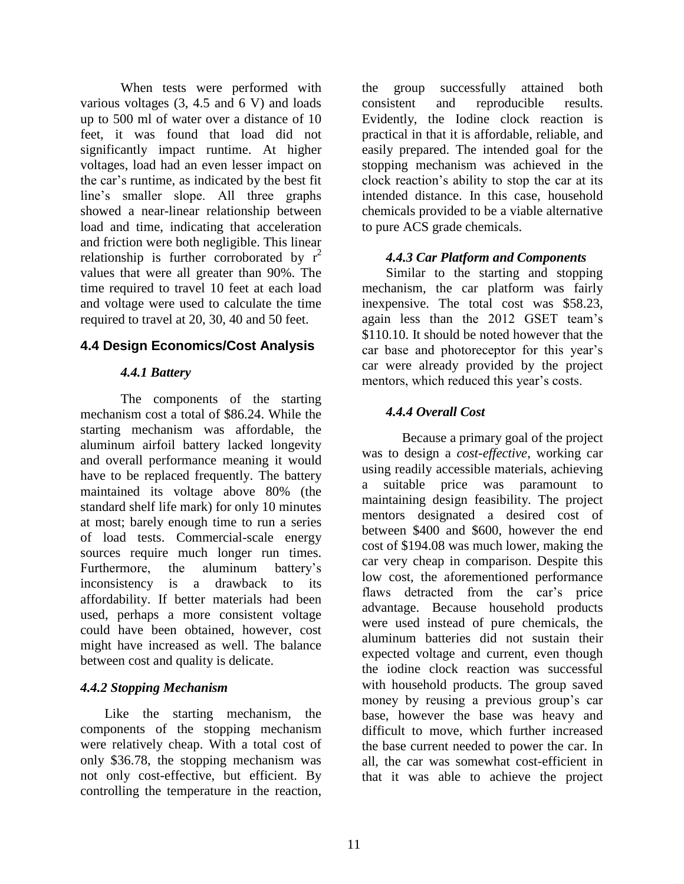When tests were performed with various voltages (3, 4.5 and 6 V) and loads up to 500 ml of water over a distance of 10 feet, it was found that load did not significantly impact runtime. At higher voltages, load had an even lesser impact on the car's runtime, as indicated by the best fit line's smaller slope. All three graphs showed a near-linear relationship between load and time, indicating that acceleration and friction were both negligible. This linear relationship is further corroborated by $r^2$ values that were all greater than 90%. The time required to travel 10 feet at each load and voltage were used to calculate the time required to travel at 20, 30, 40 and 50 feet.

## 4.4 Design Economics/Cost Analysis

### *4.4.1 Battery*

The components of the starting mechanism cost a total of $86.24. While the starting mechanism was affordable, the aluminum airfoil battery lacked longevity and overall performance meaning it would have to be replaced frequently. The battery maintained its voltage above 80% (the standard shelf life mark) for only 10 minutes at most; barely enough time to run a series of load tests. Commercial-scale energy sources require much longer run times. Furthermore, the aluminum battery's inconsistency is a drawback to its affordability. If better materials had been used, perhaps a more consistent voltage could have been obtained, however, cost might have increased as well. The balance between cost and quality is delicate.

### *4.4.2 Stopping Mechanism*

Like the starting mechanism, the components of the stopping mechanism were relatively cheap. With a total cost of only $36.78, the stopping mechanism was not only cost-effective, but efficient. By controlling the temperature in the reaction, the group successfully attained both consistent and reproducible results. Evidently, the Iodine clock reaction is practical in that it is affordable, reliable, and easily prepared. The intended goal for the stopping mechanism was achieved in the clock reaction's ability to stop the car at its intended distance. In this case, household chemicals provided to be a viable alternative to pure ACS grade chemicals.

### *4.4.3 Car Platform and Components*

Similar to the starting and stopping mechanism, the car platform was fairly inexpensive. The total cost was $58.23, again less than the 2012 GSET team's $110.10. It should be noted however that the car base and photoreceptor for this year's car were already provided by the project mentors, which reduced this year's costs.

### *4.4.4 Overall Cost*

Because a primary goal of the project was to design a *cost-effective*, working car using readily accessible materials, achieving a suitable price was paramount to maintaining design feasibility. The project mentors designated a desired cost of between $400 and $600, however the end cost of $194.08 was much lower, making the car very cheap in comparison. Despite this low cost, the aforementioned performance flaws detracted from the car's price advantage. Because household products were used instead of pure chemicals, the aluminum batteries did not sustain their expected voltage and current, even though the iodine clock reaction was successful with household products. The group saved money by reusing a previous group's car base, however the base was heavy and difficult to move, which further increased the base current needed to power the car. In all, the car was somewhat cost-efficient in that it was able to achieve the project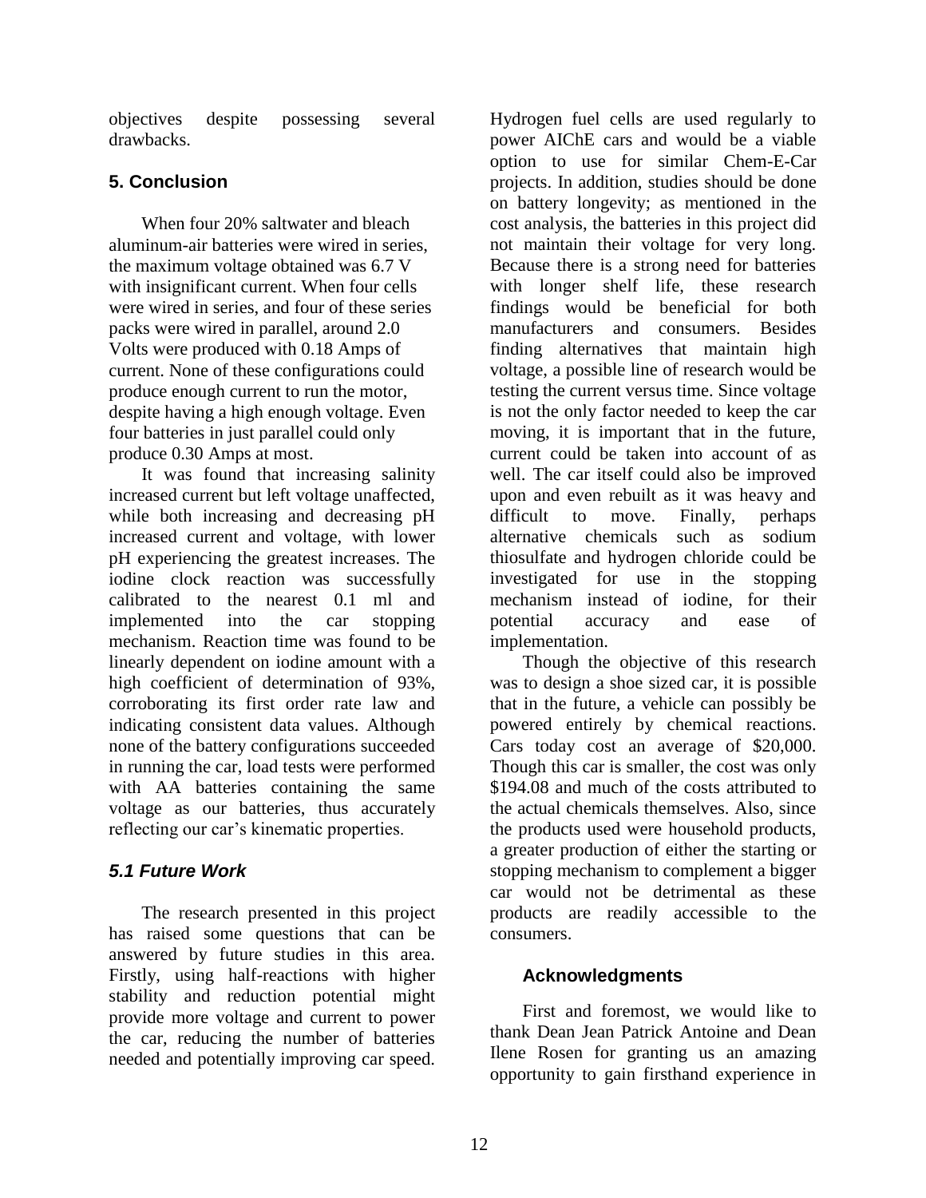objectives despite possessing several drawbacks.

## 5. Conclusion

When four 20% saltwater and bleach aluminum-air batteries were wired in series, the maximum voltage obtained was 6.7 V with insignificant current. When four cells were wired in series, and four of these series packs were wired in parallel, around 2.0 Volts were produced with 0.18 Amps of current. None of these configurations could produce enough current to run the motor, despite having a high enough voltage. Even four batteries in just parallel could only produce 0.30 Amps at most.

It was found that increasing salinity increased current but left voltage unaffected, while both increasing and decreasing pH increased current and voltage, with lower pH experiencing the greatest increases. The iodine clock reaction was successfully calibrated to the nearest 0.1 ml and implemented into the car stopping mechanism. Reaction time was found to be linearly dependent on iodine amount with a high coefficient of determination of 93%, corroborating its first order rate law and indicating consistent data values. Although none of the battery configurations succeeded in running the car, load tests were performed with AA batteries containing the same voltage as our batteries, thus accurately reflecting our car's kinematic properties.

### *5.1 Future Work*

The research presented in this project has raised some questions that can be answered by future studies in this area. Firstly, using half-reactions with higher stability and reduction potential might provide more voltage and current to power the car, reducing the number of batteries needed and potentially improving car speed. Hydrogen fuel cells are used regularly to power AIChE cars and would be a viable option to use for similar Chem-E-Car projects. In addition, studies should be done on battery longevity; as mentioned in the cost analysis, the batteries in this project did not maintain their voltage for very long. Because there is a strong need for batteries with longer shelf life, these research findings would be beneficial for both manufacturers and consumers. Besides finding alternatives that maintain high voltage, a possible line of research would be testing the current versus time. Since voltage is not the only factor needed to keep the car moving, it is important that in the future, current could be taken into account of as well. The car itself could also be improved upon and even rebuilt as it was heavy and difficult to move. Finally, perhaps alternative chemicals such as sodium thiosulfate and hydrogen chloride could be investigated for use in the stopping mechanism instead of iodine, for their potential accuracy and ease of implementation.

Though the objective of this research was to design a shoe sized car, it is possible that in the future, a vehicle can possibly be powered entirely by chemical reactions. Cars today cost an average of $20,000. Though this car is smaller, the cost was only $194.08 and much of the costs attributed to the actual chemicals themselves. Also, since the products used were household products, a greater production of either the starting or stopping mechanism to complement a bigger car would not be detrimental as these products are readily accessible to the consumers.

## Acknowledgments

First and foremost, we would like to thank Dean Jean Patrick Antoine and Dean Ilene Rosen for granting us an amazing opportunity to gain firsthand experience in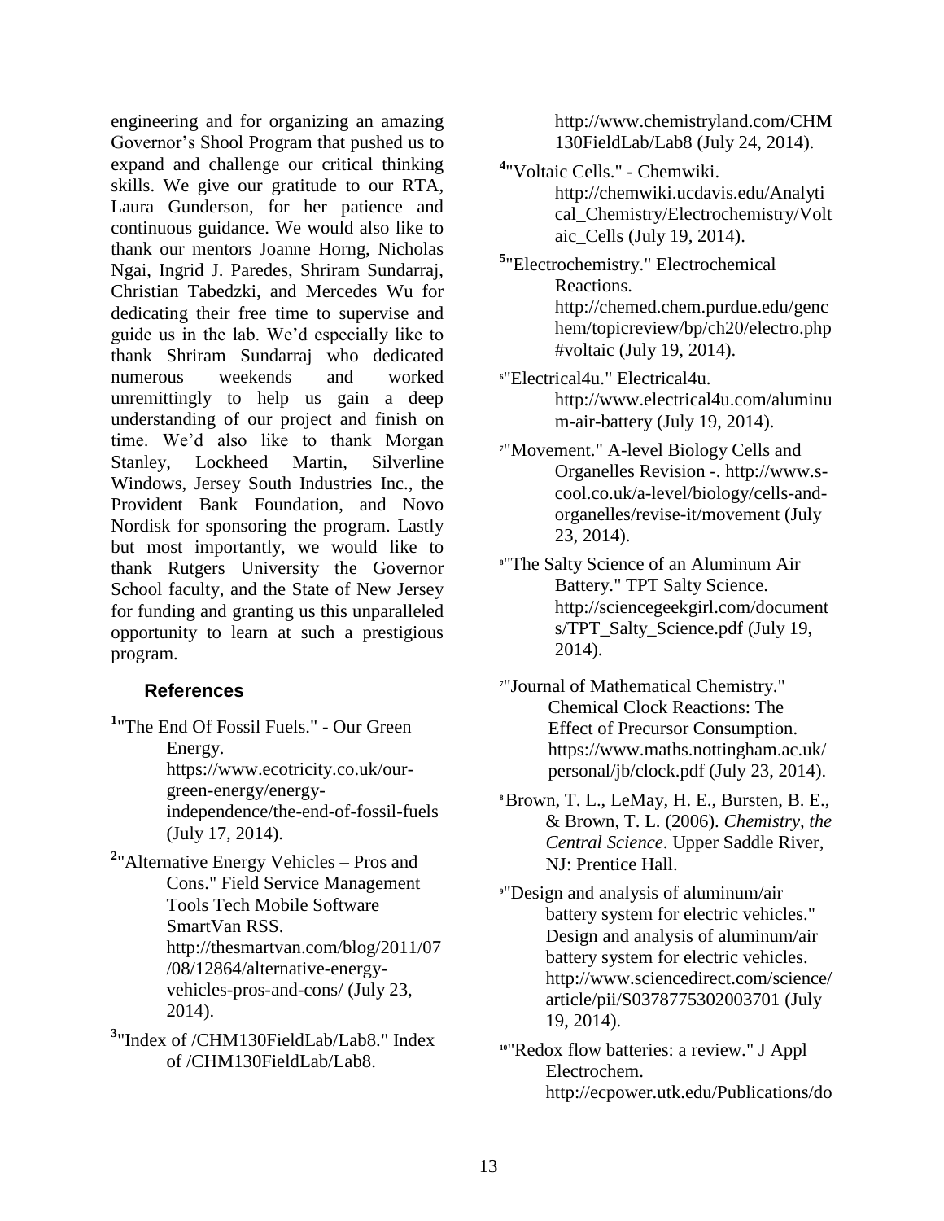engineering and for organizing an amazing Governor's Shool Program that pushed us to expand and challenge our critical thinking skills. We give our gratitude to our RTA, Laura Gunderson, for her patience and continuous guidance. We would also like to thank our mentors Joanne Horng, Nicholas Ngai, Ingrid J. Paredes, Shriram Sundarraj, Christian Tabedzki, and Mercedes Wu for dedicating their free time to supervise and guide us in the lab. We'd especially like to thank Shriram Sundarraj who dedicated numerous weekends and worked unremittingly to help us gain a deep understanding of our project and finish on time. We'd also like to thank Morgan Stanley, Lockheed Martin, Silverline Windows, Jersey South Industries Inc., the Provident Bank Foundation, and Novo Nordisk for sponsoring the program. Lastly but most importantly, we would like to thank Rutgers University the Governor School faculty, and the State of New Jersey for funding and granting us this unparalleled opportunity to learn at such a prestigious program.

## References

[1]"The End Of Fossil Fuels." - Our Green Energy. https://www.ecotricity.co.uk/our-green-energy/energy-independence/the-end-of-fossil-fuels (July 17, 2014).

[2]"Alternative Energy Vehicles – Pros and Cons." Field Service Management Tools Tech Mobile Software SmartVan RSS. http://thesmartvan.com/blog/2011/07/08/12864/alternative-energy-vehicles-pros-and-cons/ (July 23, 2014).

[3]"Index of /CHM130FieldLab/Lab8." Index of /CHM130FieldLab/Lab8. http://www.chemistryland.com/CHM130FieldLab/Lab8 (July 24, 2014).

[4]"Voltaic Cells." - Chemwiki. http://chemwiki.ucdavis.edu/Analytical_Chemistry/Electrochemistry/Voltaic_Cells (July 19, 2014).

[5]"Electrochemistry." Electrochemical Reactions. http://chemed.chem.purdue.edu/genchem/topicreview/bp/ch20/electro.php#voltaic (July 19, 2014).

[6]"Electrical4u." Electrical4u. http://www.electrical4u.com/aluminum-air-battery (July 19, 2014).

[7]"Movement." A-level Biology Cells and Organelles Revision -. http://www.s-cool.co.uk/a-level/biology/cells-and-organelles/revise-it/movement (July 23, 2014).

[8]"The Salty Science of an Aluminum Air Battery." TPT Salty Science. http://sciencegeekgirl.com/documents/TPT_Salty_Science.pdf (July 19, 2014).

[7]"Journal of Mathematical Chemistry." Chemical Clock Reactions: The Effect of Precursor Consumption. https://www.maths.nottingham.ac.uk/personal/jb/clock.pdf (July 23, 2014).

[8]Brown, T. L., LeMay, H. E., Bursten, B. E., & Brown, T. L. (2006). *Chemistry, the Central Science*. Upper Saddle River, NJ: Prentice Hall.

[9]"Design and analysis of aluminum/air battery system for electric vehicles." Design and analysis of aluminum/air battery system for electric vehicles. http://www.sciencedirect.com/science/article/pii/S0378775302003701 (July 19, 2014).

[10]"Redox flow batteries: a review." J Appl Electrochem. http://ecpower.utk.edu/Publications/do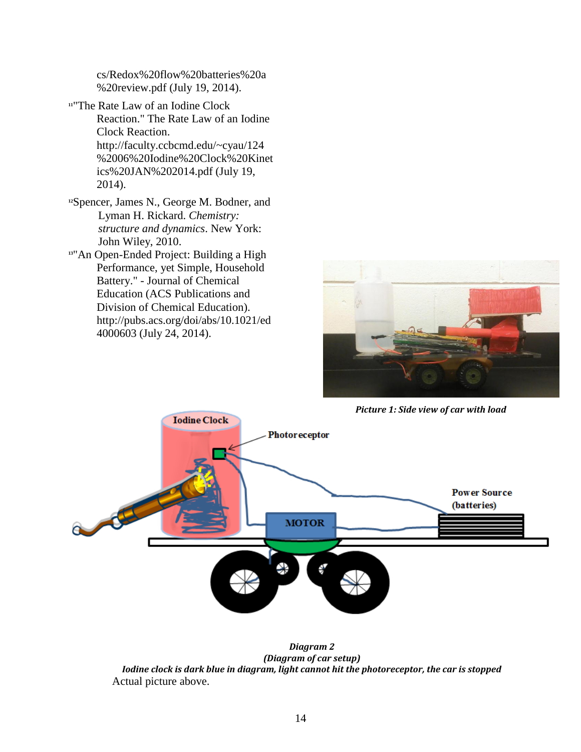cs/Redox%20flow%20batteries%20a %20review.pdf (July 19, 2014).

[11]"The Rate Law of an Iodine Clock Reaction." The Rate Law of an Iodine Clock Reaction. http://faculty.ccbcmd.edu/~cyau/124%2006%20Iodine%20Clock%20Kinetics%20JAN%202014.pdf (July 19, 2014).

[12]Spencer, James N., George M. Bodner, and Lyman H. Rickard. *Chemistry: structure and dynamics*. New York: John Wiley, 2010.

[13]"An Open-Ended Project: Building a High Performance, yet Simple, Household Battery." - Journal of Chemical Education (ACS Publications and Division of Chemical Education). http://pubs.acs.org/doi/abs/10.1021/ed4000603 (July 24, 2014).

***Picture 1: Side view of car with load***

Iodine Clock

Photoreceptor

Power Source (batteries)

MOTOR

***Diagram 2***
***(Diagram of car setup)***
***Iodine clock is dark blue in diagram, light cannot hit the photoreceptor, the car is stopped***

Actual picture above.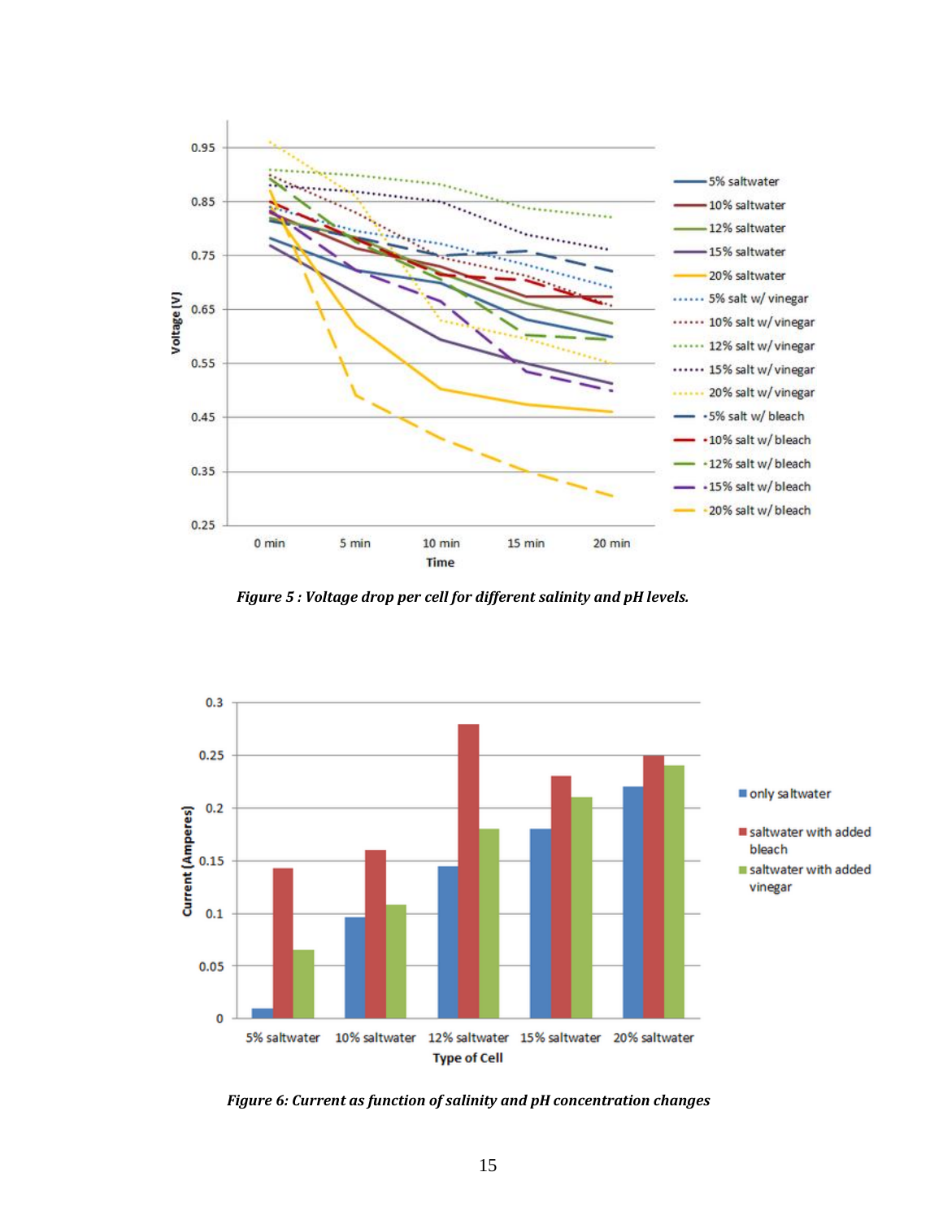*Figure 5 : Voltage drop per cell for different salinity and pH levels.*

*Figure 6: Current as function of salinity and pH concentration changes*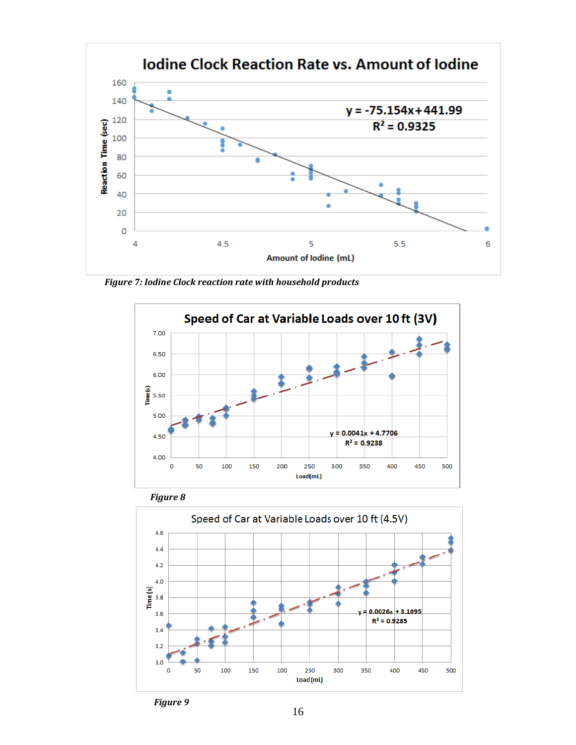*Figure 7: Iodine Clock reaction rate with household products*

*Figure 8*

*Figure 9*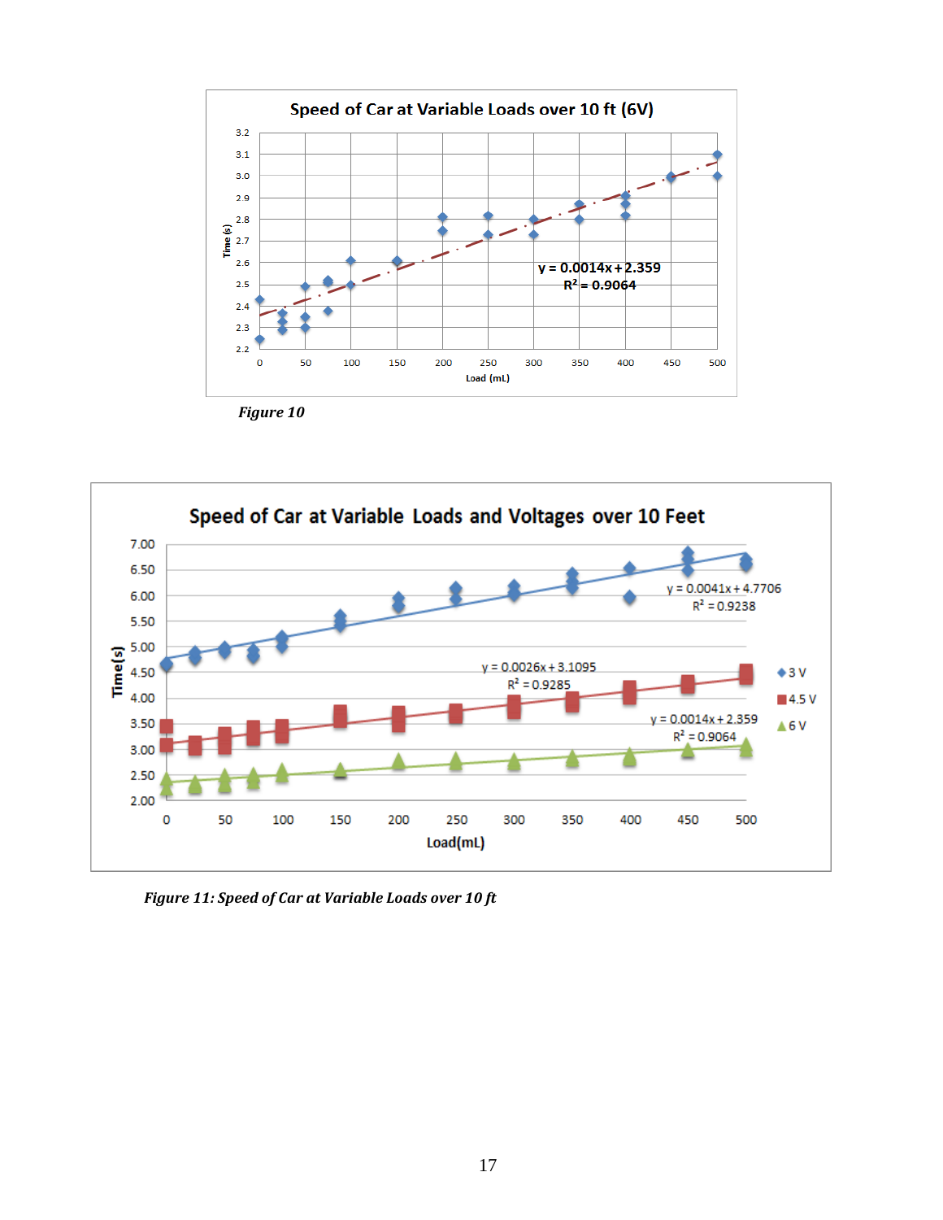**Speed of Car at Variable Loads over 10 ft (6V)**

$y = 0.0014x + 2.359$
$R^2 = 0.9064$

*Figure 10*

**Speed of Car at Variable Loads and Voltages over 10 Feet**

3 V: $y = 0.0041x + 4.7706$, $R^2 = 0.9238$

4.5 V: $y = 0.0026x + 3.1095$, $R^2 = 0.9285$

6 V: $y = 0.0014x + 2.359$, $R^2 = 0.9064$

***Figure 11: Speed of Car at Variable Loads over 10 ft***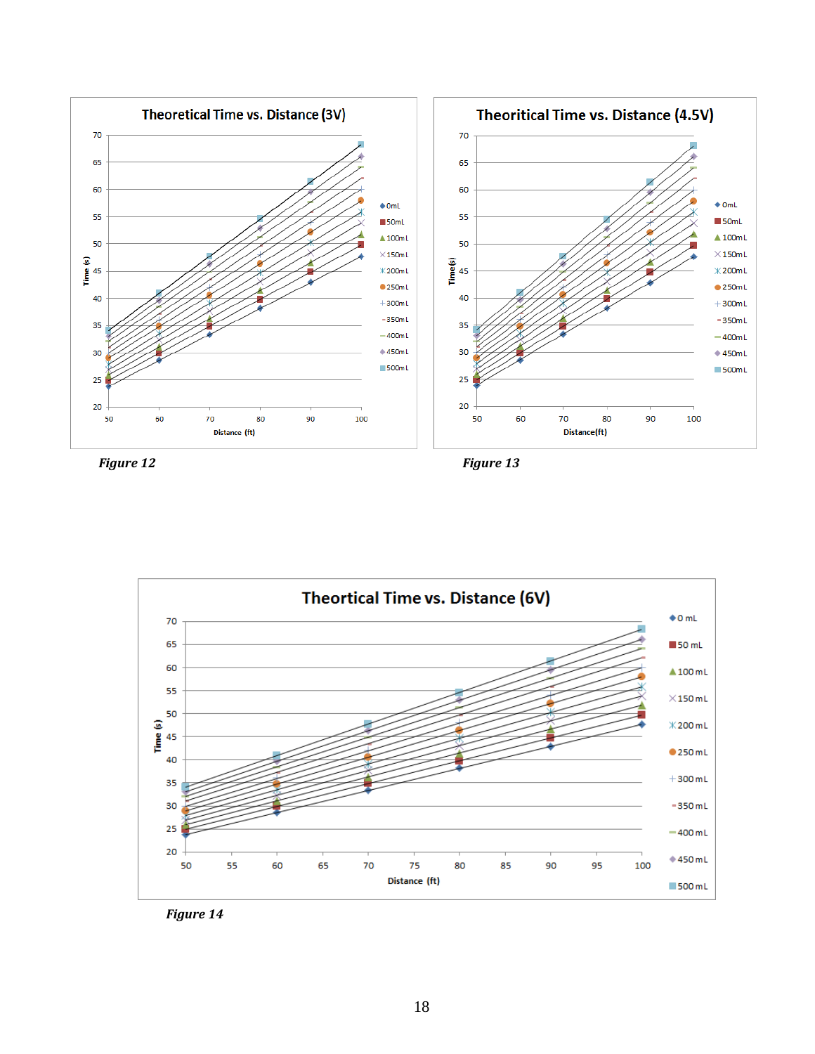Theoretical Time vs. Distance (3V)

70
65
60
55
50
45
40
35
30
25
20

Time (s)

50 60 70 80 90 100

Distance (ft)

0mL
50mL
100mL
150mL
200mL
250mL
300mL
350mL
400mL
450mL
500mL

*Figure 12*

Theoritical Time vs. Distance (4.5V)

70
65
60
55
50
45
40
35
30
25
20

Time(s)

50 60 70 80 90 100

Distance(ft)

0mL
50mL
100mL
150mL
200mL
250mL
300mL
350mL
400mL
450mL
500mL

*Figure 13*

Theortical Time vs. Distance (6V)

70
65
60
55
50
45
40
35
30
25
20

Time (s)

50 55 60 65 70 75 80 85 90 95 100

Distance (ft)

0 mL
50 mL
100 mL
150 mL
200 mL
250 mL
300 mL
350 mL
400 mL
450 mL
500 mL

*Figure 14*